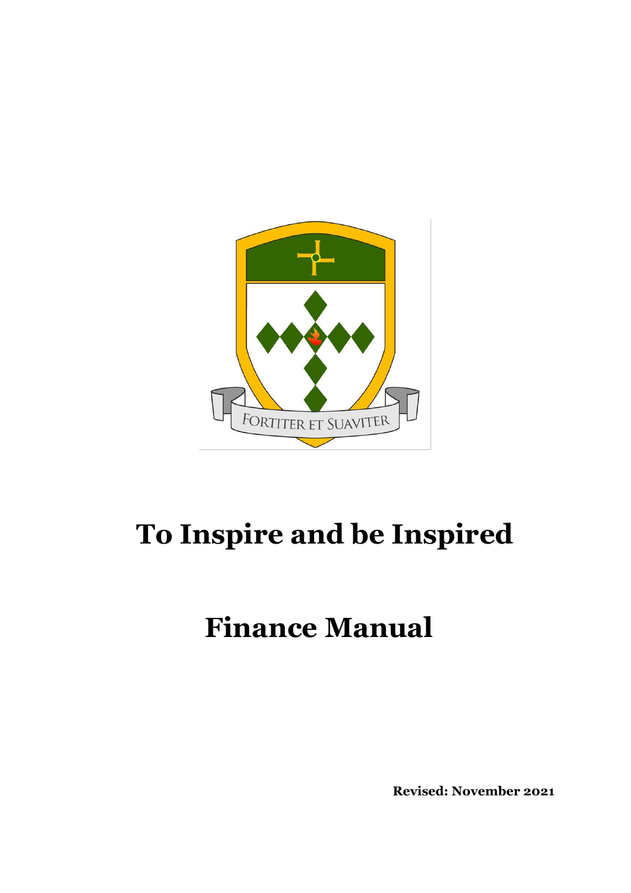FORTITER ET SUAVITER

# To Inspire and be Inspired

# Finance Manual

**Revised: November 2021**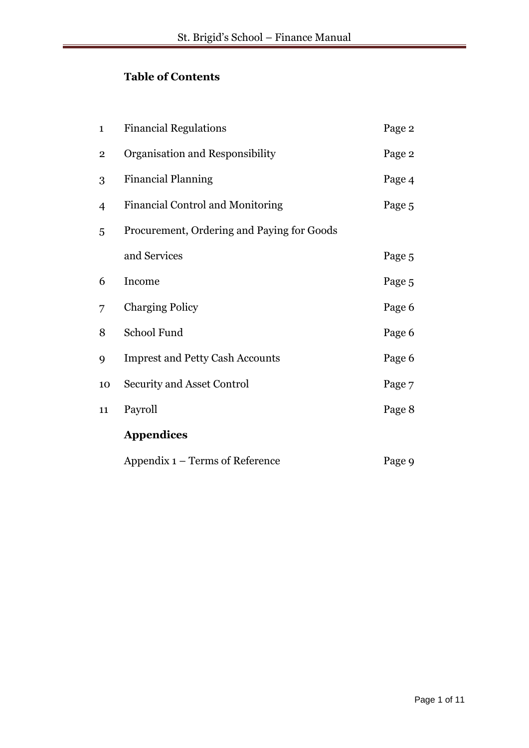**Table of Contents**

| | | |
|---|---|---|
| 1 | Financial Regulations | Page 2 |
| 2 | Organisation and Responsibility | Page 2 |
| 3 | Financial Planning | Page 4 |
| 4 | Financial Control and Monitoring | Page 5 |
| 5 | Procurement, Ordering and Paying for Goods and Services | Page 5 |
| 6 | Income | Page 5 |
| 7 | Charging Policy | Page 6 |
| 8 | School Fund | Page 6 |
| 9 | Imprest and Petty Cash Accounts | Page 6 |
| 10 | Security and Asset Control | Page 7 |
| 11 | Payroll | Page 8 |
| | **Appendices** | |
| | Appendix 1 – Terms of Reference | Page 9 |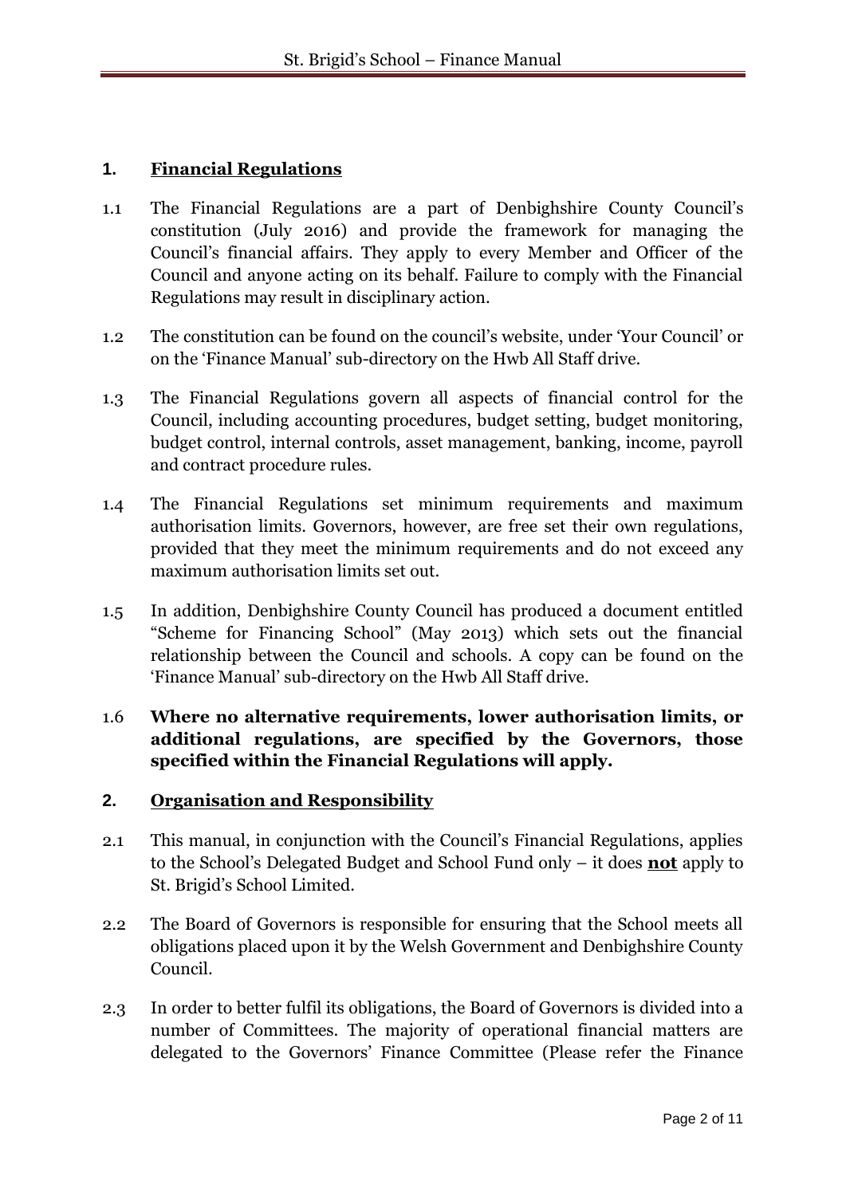## 1. Financial Regulations

1.1 The Financial Regulations are a part of Denbighshire County Council's constitution (July 2016) and provide the framework for managing the Council's financial affairs. They apply to every Member and Officer of the Council and anyone acting on its behalf. Failure to comply with the Financial Regulations may result in disciplinary action.

1.2 The constitution can be found on the council's website, under 'Your Council' or on the 'Finance Manual' sub-directory on the Hwb All Staff drive.

1.3 The Financial Regulations govern all aspects of financial control for the Council, including accounting procedures, budget setting, budget monitoring, budget control, internal controls, asset management, banking, income, payroll and contract procedure rules.

1.4 The Financial Regulations set minimum requirements and maximum authorisation limits. Governors, however, are free set their own regulations, provided that they meet the minimum requirements and do not exceed any maximum authorisation limits set out.

1.5 In addition, Denbighshire County Council has produced a document entitled "Scheme for Financing School" (May 2013) which sets out the financial relationship between the Council and schools. A copy can be found on the 'Finance Manual' sub-directory on the Hwb All Staff drive.

1.6 **Where no alternative requirements, lower authorisation limits, or additional regulations, are specified by the Governors, those specified within the Financial Regulations will apply.**

## 2. Organisation and Responsibility

2.1 This manual, in conjunction with the Council's Financial Regulations, applies to the School's Delegated Budget and School Fund only – it does **not** apply to St. Brigid's School Limited.

2.2 The Board of Governors is responsible for ensuring that the School meets all obligations placed upon it by the Welsh Government and Denbighshire County Council.

2.3 In order to better fulfil its obligations, the Board of Governors is divided into a number of Committees. The majority of operational financial matters are delegated to the Governors' Finance Committee (Please refer the Finance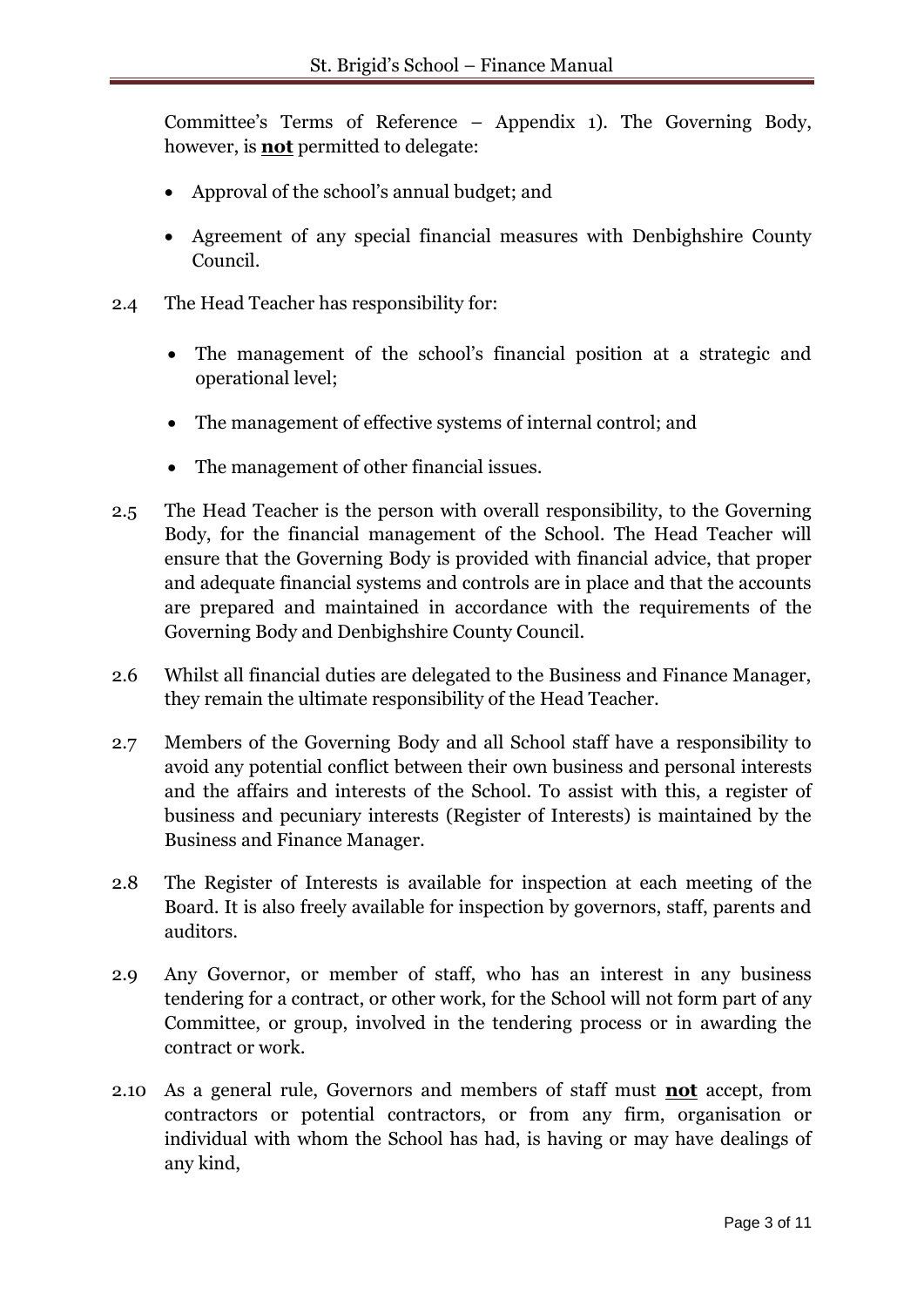Committee's Terms of Reference – Appendix 1). The Governing Body, however, is **not** permitted to delegate:

- Approval of the school's annual budget; and
- Agreement of any special financial measures with Denbighshire County Council.

2.4 The Head Teacher has responsibility for:

- The management of the school's financial position at a strategic and operational level;
- The management of effective systems of internal control; and
- The management of other financial issues.

2.5 The Head Teacher is the person with overall responsibility, to the Governing Body, for the financial management of the School. The Head Teacher will ensure that the Governing Body is provided with financial advice, that proper and adequate financial systems and controls are in place and that the accounts are prepared and maintained in accordance with the requirements of the Governing Body and Denbighshire County Council.

2.6 Whilst all financial duties are delegated to the Business and Finance Manager, they remain the ultimate responsibility of the Head Teacher.

2.7 Members of the Governing Body and all School staff have a responsibility to avoid any potential conflict between their own business and personal interests and the affairs and interests of the School. To assist with this, a register of business and pecuniary interests (Register of Interests) is maintained by the Business and Finance Manager.

2.8 The Register of Interests is available for inspection at each meeting of the Board. It is also freely available for inspection by governors, staff, parents and auditors.

2.9 Any Governor, or member of staff, who has an interest in any business tendering for a contract, or other work, for the School will not form part of any Committee, or group, involved in the tendering process or in awarding the contract or work.

2.10 As a general rule, Governors and members of staff must **not** accept, from contractors or potential contractors, or from any firm, organisation or individual with whom the School has had, is having or may have dealings of any kind,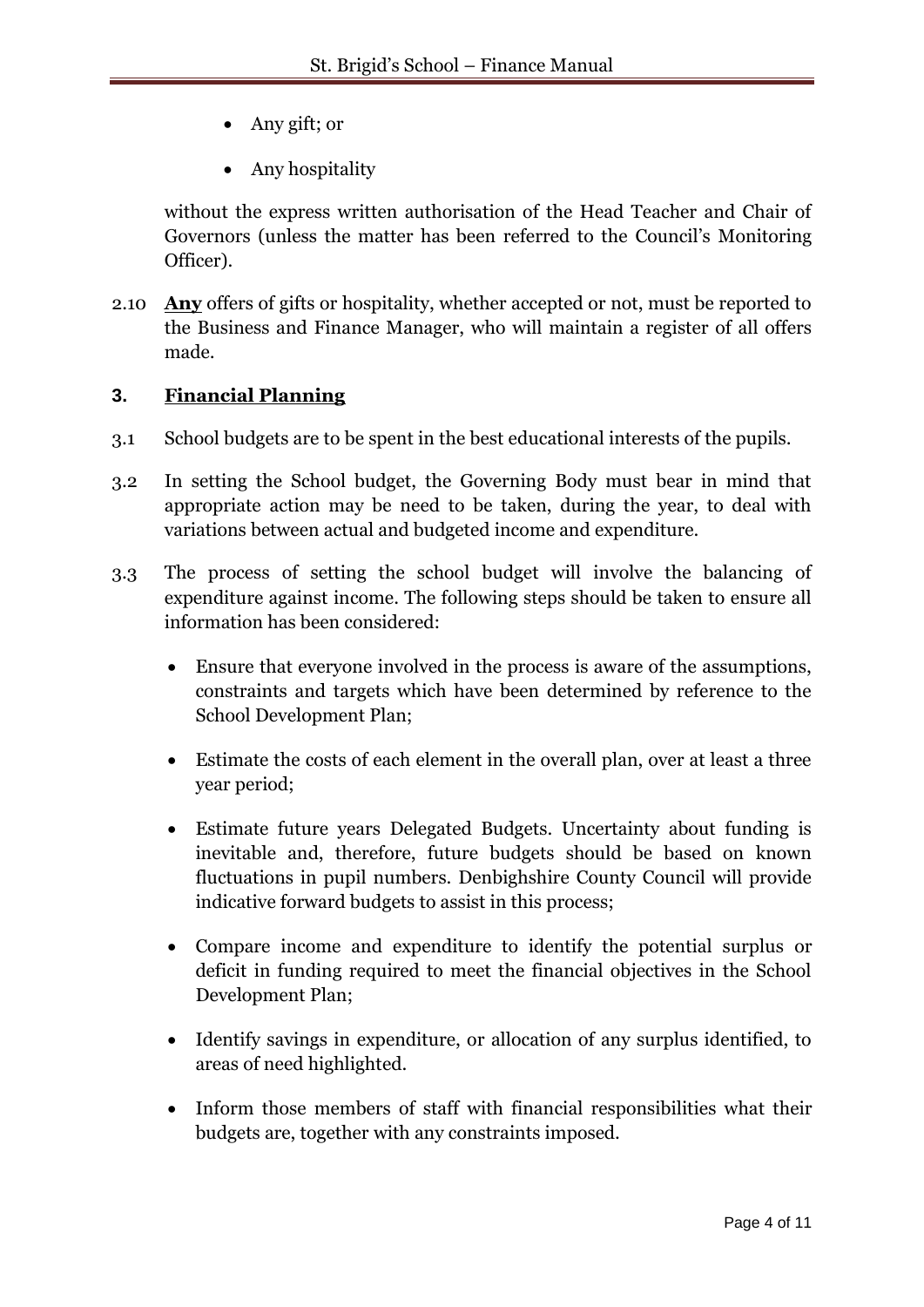- Any gift; or
- Any hospitality

without the express written authorisation of the Head Teacher and Chair of Governors (unless the matter has been referred to the Council's Monitoring Officer).

2.10 **Any** offers of gifts or hospitality, whether accepted or not, must be reported to the Business and Finance Manager, who will maintain a register of all offers made.

## 3. Financial Planning

3.1 School budgets are to be spent in the best educational interests of the pupils.

3.2 In setting the School budget, the Governing Body must bear in mind that appropriate action may be need to be taken, during the year, to deal with variations between actual and budgeted income and expenditure.

3.3 The process of setting the school budget will involve the balancing of expenditure against income. The following steps should be taken to ensure all information has been considered:

- Ensure that everyone involved in the process is aware of the assumptions, constraints and targets which have been determined by reference to the School Development Plan;
- Estimate the costs of each element in the overall plan, over at least a three year period;
- Estimate future years Delegated Budgets. Uncertainty about funding is inevitable and, therefore, future budgets should be based on known fluctuations in pupil numbers. Denbighshire County Council will provide indicative forward budgets to assist in this process;
- Compare income and expenditure to identify the potential surplus or deficit in funding required to meet the financial objectives in the School Development Plan;
- Identify savings in expenditure, or allocation of any surplus identified, to areas of need highlighted.
- Inform those members of staff with financial responsibilities what their budgets are, together with any constraints imposed.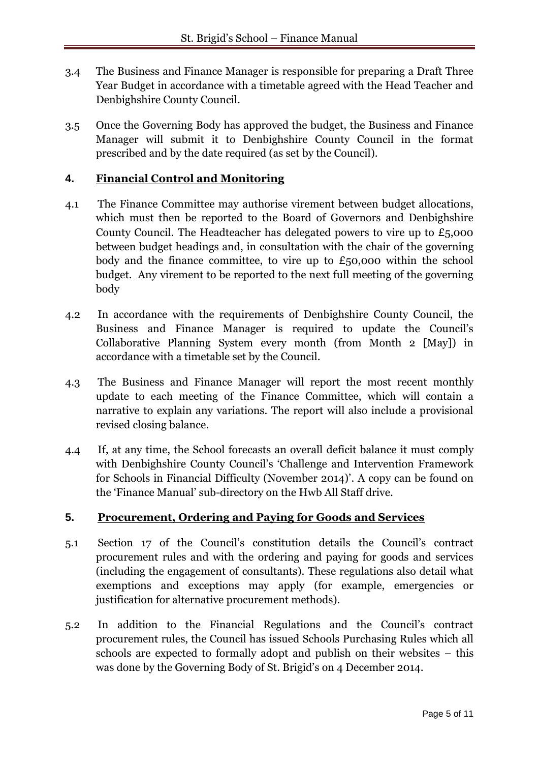3.4 The Business and Finance Manager is responsible for preparing a Draft Three Year Budget in accordance with a timetable agreed with the Head Teacher and Denbighshire County Council.

3.5 Once the Governing Body has approved the budget, the Business and Finance Manager will submit it to Denbighshire County Council in the format prescribed and by the date required (as set by the Council).

## 4. Financial Control and Monitoring

4.1 The Finance Committee may authorise virement between budget allocations, which must then be reported to the Board of Governors and Denbighshire County Council. The Headteacher has delegated powers to vire up to £5,000 between budget headings and, in consultation with the chair of the governing body and the finance committee, to vire up to £50,000 within the school budget. Any virement to be reported to the next full meeting of the governing body

4.2 In accordance with the requirements of Denbighshire County Council, the Business and Finance Manager is required to update the Council's Collaborative Planning System every month (from Month 2 [May]) in accordance with a timetable set by the Council.

4.3 The Business and Finance Manager will report the most recent monthly update to each meeting of the Finance Committee, which will contain a narrative to explain any variations. The report will also include a provisional revised closing balance.

4.4 If, at any time, the School forecasts an overall deficit balance it must comply with Denbighshire County Council's 'Challenge and Intervention Framework for Schools in Financial Difficulty (November 2014)'. A copy can be found on the 'Finance Manual' sub-directory on the Hwb All Staff drive.

## 5. Procurement, Ordering and Paying for Goods and Services

5.1 Section 17 of the Council's constitution details the Council's contract procurement rules and with the ordering and paying for goods and services (including the engagement of consultants). These regulations also detail what exemptions and exceptions may apply (for example, emergencies or justification for alternative procurement methods).

5.2 In addition to the Financial Regulations and the Council's contract procurement rules, the Council has issued Schools Purchasing Rules which all schools are expected to formally adopt and publish on their websites – this was done by the Governing Body of St. Brigid's on 4 December 2014.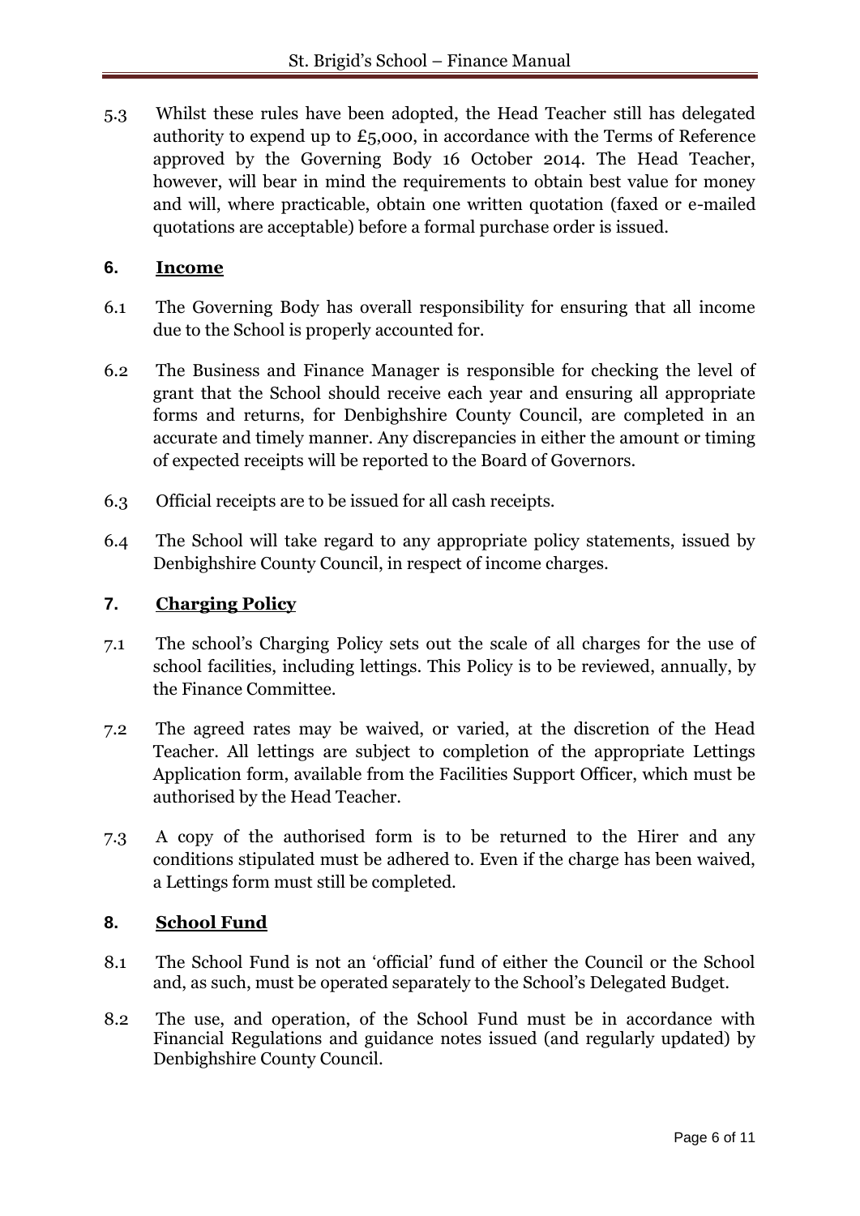5.3 Whilst these rules have been adopted, the Head Teacher still has delegated authority to expend up to £5,000, in accordance with the Terms of Reference approved by the Governing Body 16 October 2014. The Head Teacher, however, will bear in mind the requirements to obtain best value for money and will, where practicable, obtain one written quotation (faxed or e-mailed quotations are acceptable) before a formal purchase order is issued.

## 6. <u>Income</u>

6.1 The Governing Body has overall responsibility for ensuring that all income due to the School is properly accounted for.

6.2 The Business and Finance Manager is responsible for checking the level of grant that the School should receive each year and ensuring all appropriate forms and returns, for Denbighshire County Council, are completed in an accurate and timely manner. Any discrepancies in either the amount or timing of expected receipts will be reported to the Board of Governors.

6.3 Official receipts are to be issued for all cash receipts.

6.4 The School will take regard to any appropriate policy statements, issued by Denbighshire County Council, in respect of income charges.

## 7. <u>Charging Policy</u>

7.1 The school's Charging Policy sets out the scale of all charges for the use of school facilities, including lettings. This Policy is to be reviewed, annually, by the Finance Committee.

7.2 The agreed rates may be waived, or varied, at the discretion of the Head Teacher. All lettings are subject to completion of the appropriate Lettings Application form, available from the Facilities Support Officer, which must be authorised by the Head Teacher.

7.3 A copy of the authorised form is to be returned to the Hirer and any conditions stipulated must be adhered to. Even if the charge has been waived, a Lettings form must still be completed.

## 8. <u>School Fund</u>

8.1 The School Fund is not an 'official' fund of either the Council or the School and, as such, must be operated separately to the School's Delegated Budget.

8.2 The use, and operation, of the School Fund must be in accordance with Financial Regulations and guidance notes issued (and regularly updated) by Denbighshire County Council.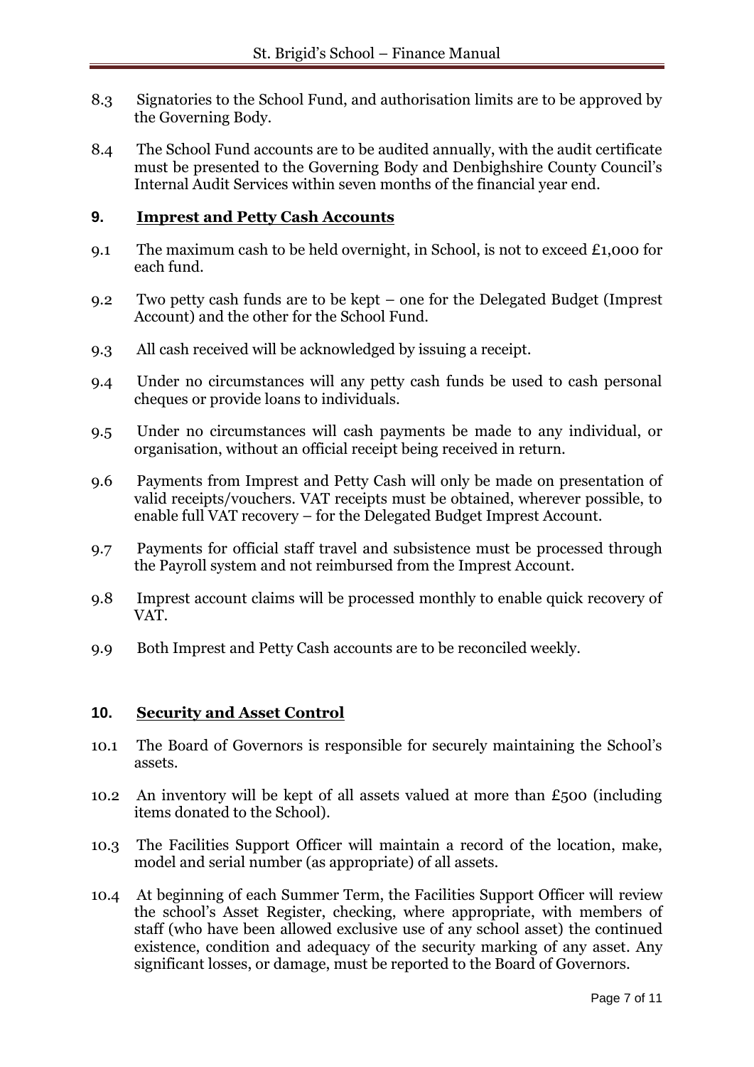8.3 Signatories to the School Fund, and authorisation limits are to be approved by the Governing Body.

8.4 The School Fund accounts are to be audited annually, with the audit certificate must be presented to the Governing Body and Denbighshire County Council's Internal Audit Services within seven months of the financial year end.

## 9. Imprest and Petty Cash Accounts

9.1 The maximum cash to be held overnight, in School, is not to exceed £1,000 for each fund.

9.2 Two petty cash funds are to be kept – one for the Delegated Budget (Imprest Account) and the other for the School Fund.

9.3 All cash received will be acknowledged by issuing a receipt.

9.4 Under no circumstances will any petty cash funds be used to cash personal cheques or provide loans to individuals.

9.5 Under no circumstances will cash payments be made to any individual, or organisation, without an official receipt being received in return.

9.6 Payments from Imprest and Petty Cash will only be made on presentation of valid receipts/vouchers. VAT receipts must be obtained, wherever possible, to enable full VAT recovery – for the Delegated Budget Imprest Account.

9.7 Payments for official staff travel and subsistence must be processed through the Payroll system and not reimbursed from the Imprest Account.

9.8 Imprest account claims will be processed monthly to enable quick recovery of VAT.

9.9 Both Imprest and Petty Cash accounts are to be reconciled weekly.

## 10. Security and Asset Control

10.1 The Board of Governors is responsible for securely maintaining the School's assets.

10.2 An inventory will be kept of all assets valued at more than £500 (including items donated to the School).

10.3 The Facilities Support Officer will maintain a record of the location, make, model and serial number (as appropriate) of all assets.

10.4 At beginning of each Summer Term, the Facilities Support Officer will review the school's Asset Register, checking, where appropriate, with members of staff (who have been allowed exclusive use of any school asset) the continued existence, condition and adequacy of the security marking of any asset. Any significant losses, or damage, must be reported to the Board of Governors.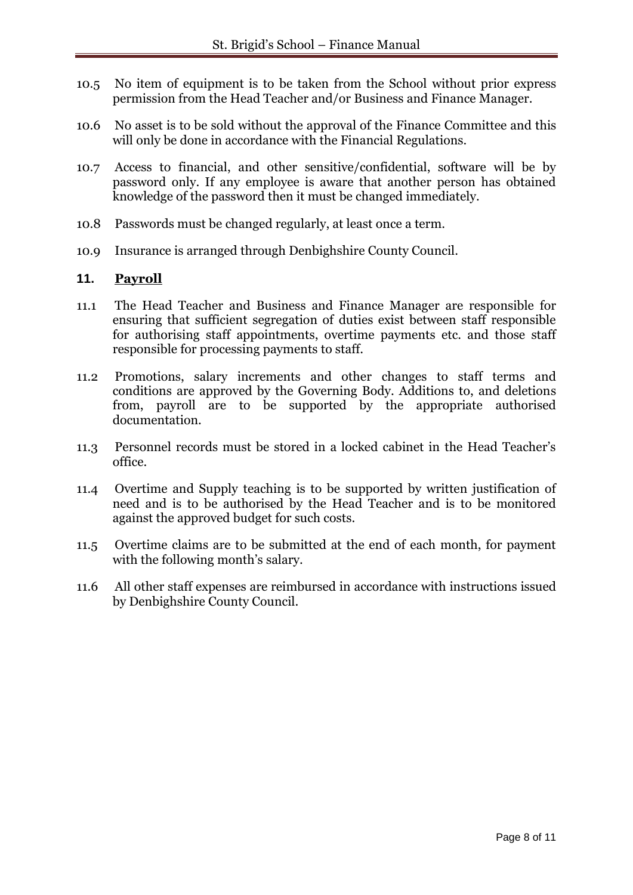10.5 No item of equipment is to be taken from the School without prior express permission from the Head Teacher and/or Business and Finance Manager.

10.6 No asset is to be sold without the approval of the Finance Committee and this will only be done in accordance with the Financial Regulations.

10.7 Access to financial, and other sensitive/confidential, software will be by password only. If any employee is aware that another person has obtained knowledge of the password then it must be changed immediately.

10.8 Passwords must be changed regularly, at least once a term.

10.9 Insurance is arranged through Denbighshire County Council.

## 11. <u>Payroll</u>

11.1 The Head Teacher and Business and Finance Manager are responsible for ensuring that sufficient segregation of duties exist between staff responsible for authorising staff appointments, overtime payments etc. and those staff responsible for processing payments to staff.

11.2 Promotions, salary increments and other changes to staff terms and conditions are approved by the Governing Body. Additions to, and deletions from, payroll are to be supported by the appropriate authorised documentation.

11.3 Personnel records must be stored in a locked cabinet in the Head Teacher's office.

11.4 Overtime and Supply teaching is to be supported by written justification of need and is to be authorised by the Head Teacher and is to be monitored against the approved budget for such costs.

11.5 Overtime claims are to be submitted at the end of each month, for payment with the following month's salary.

11.6 All other staff expenses are reimbursed in accordance with instructions issued by Denbighshire County Council.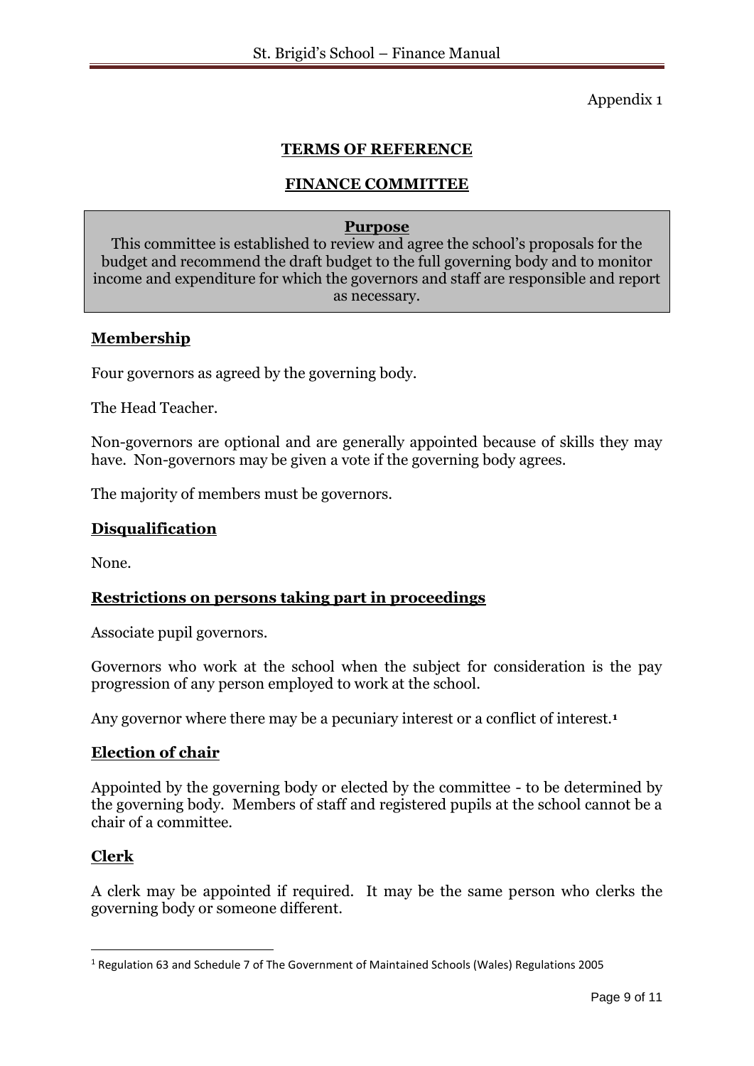Appendix 1

## TERMS OF REFERENCE

## FINANCE COMMITTEE

**Purpose**

This committee is established to review and agree the school's proposals for the budget and recommend the draft budget to the full governing body and to monitor income and expenditure for which the governors and staff are responsible and report as necessary.

### Membership

Four governors as agreed by the governing body.

The Head Teacher.

Non-governors are optional and are generally appointed because of skills they may have. Non-governors may be given a vote if the governing body agrees.

The majority of members must be governors.

### Disqualification

None.

### Restrictions on persons taking part in proceedings

Associate pupil governors.

Governors who work at the school when the subject for consideration is the pay progression of any person employed to work at the school.

Any governor where there may be a pecuniary interest or a conflict of interest.[1]

### Election of chair

Appointed by the governing body or elected by the committee - to be determined by the governing body. Members of staff and registered pupils at the school cannot be a chair of a committee.

### Clerk

A clerk may be appointed if required. It may be the same person who clerks the governing body or someone different.

---

[1] Regulation 63 and Schedule 7 of The Government of Maintained Schools (Wales) Regulations 2005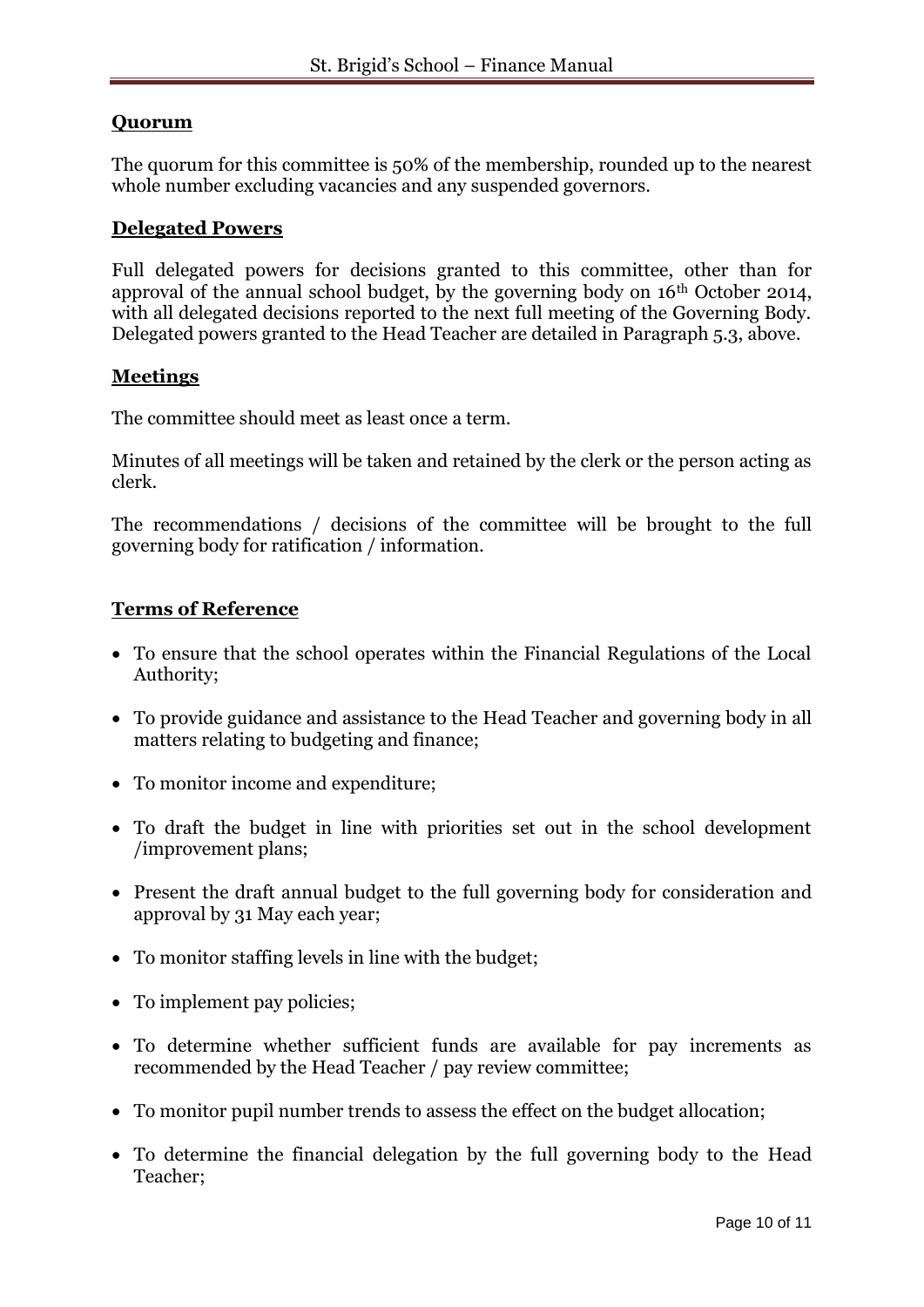**Quorum**

The quorum for this committee is 50% of the membership, rounded up to the nearest whole number excluding vacancies and any suspended governors.

**Delegated Powers**

Full delegated powers for decisions granted to this committee, other than for approval of the annual school budget, by the governing body on 16th October 2014, with all delegated decisions reported to the next full meeting of the Governing Body. Delegated powers granted to the Head Teacher are detailed in Paragraph 5.3, above.

**Meetings**

The committee should meet as least once a term.

Minutes of all meetings will be taken and retained by the clerk or the person acting as clerk.

The recommendations / decisions of the committee will be brought to the full governing body for ratification / information.

**Terms of Reference**

- To ensure that the school operates within the Financial Regulations of the Local Authority;
- To provide guidance and assistance to the Head Teacher and governing body in all matters relating to budgeting and finance;
- To monitor income and expenditure;
- To draft the budget in line with priorities set out in the school development /improvement plans;
- Present the draft annual budget to the full governing body for consideration and approval by 31 May each year;
- To monitor staffing levels in line with the budget;
- To implement pay policies;
- To determine whether sufficient funds are available for pay increments as recommended by the Head Teacher / pay review committee;
- To monitor pupil number trends to assess the effect on the budget allocation;
- To determine the financial delegation by the full governing body to the Head Teacher;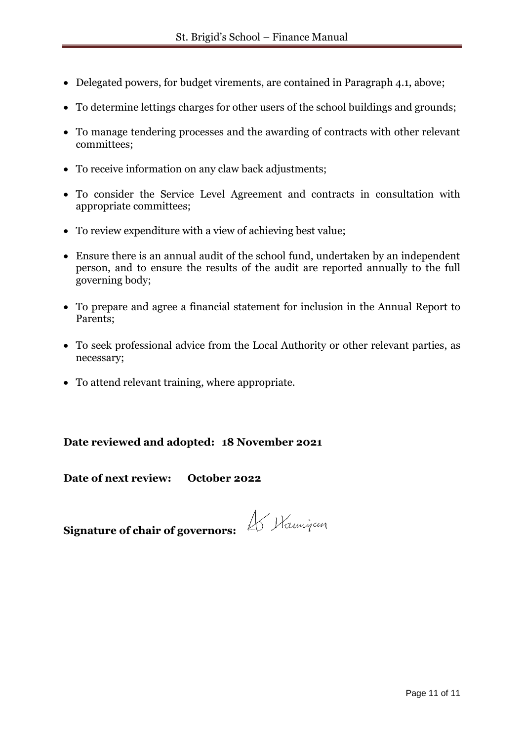- Delegated powers, for budget virements, are contained in Paragraph 4.1, above;
- To determine lettings charges for other users of the school buildings and grounds;
- To manage tendering processes and the awarding of contracts with other relevant committees;
- To receive information on any claw back adjustments;
- To consider the Service Level Agreement and contracts in consultation with appropriate committees;
- To review expenditure with a view of achieving best value;
- Ensure there is an annual audit of the school fund, undertaken by an independent person, and to ensure the results of the audit are reported annually to the full governing body;
- To prepare and agree a financial statement for inclusion in the Annual Report to Parents;
- To seek professional advice from the Local Authority or other relevant parties, as necessary;
- To attend relevant training, where appropriate.

**Date reviewed and adopted: 18 November 2021**

**Date of next review: October 2022**

**Signature of chair of governors:** AS Hannigan